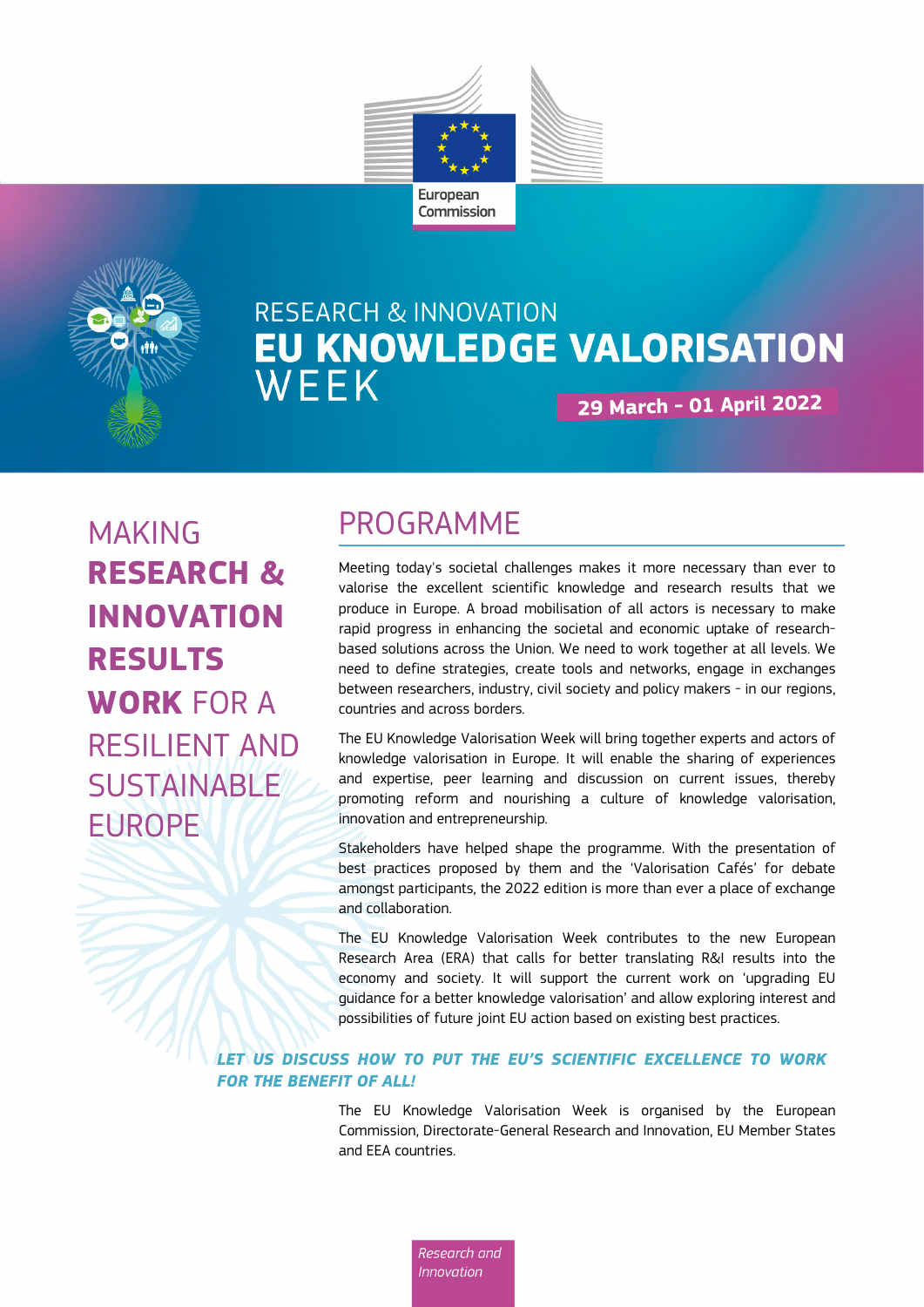European Commission

RESEARCH & INNOVATION

# EU KNOWLEDGE VALORISATION WEEK

**29 March - 01 April 2022**

## MAKING **RESEARCH & INNOVATION RESULTS WORK** FOR A RESILIENT AND SUSTAINABLE EUROPE

## PROGRAMME

Meeting today's societal challenges makes it more necessary than ever to valorise the excellent scientific knowledge and research results that we produce in Europe. A broad mobilisation of all actors is necessary to make rapid progress in enhancing the societal and economic uptake of research-based solutions across the Union. We need to work together at all levels. We need to define strategies, create tools and networks, engage in exchanges between researchers, industry, civil society and policy makers - in our regions, countries and across borders.

The EU Knowledge Valorisation Week will bring together experts and actors of knowledge valorisation in Europe. It will enable the sharing of experiences and expertise, peer learning and discussion on current issues, thereby promoting reform and nourishing a culture of knowledge valorisation, innovation and entrepreneurship.

Stakeholders have helped shape the programme. With the presentation of best practices proposed by them and the 'Valorisation Cafés' for debate amongst participants, the 2022 edition is more than ever a place of exchange and collaboration.

The EU Knowledge Valorisation Week contributes to the new European Research Area (ERA) that calls for better translating R&I results into the economy and society. It will support the current work on 'upgrading EU guidance for a better knowledge valorisation' and allow exploring interest and possibilities of future joint EU action based on existing best practices.

***LET US DISCUSS HOW TO PUT THE EU'S SCIENTIFIC EXCELLENCE TO WORK FOR THE BENEFIT OF ALL!***

The EU Knowledge Valorisation Week is organised by the European Commission, Directorate-General Research and Innovation, EU Member States and EEA countries.

*Research and Innovation*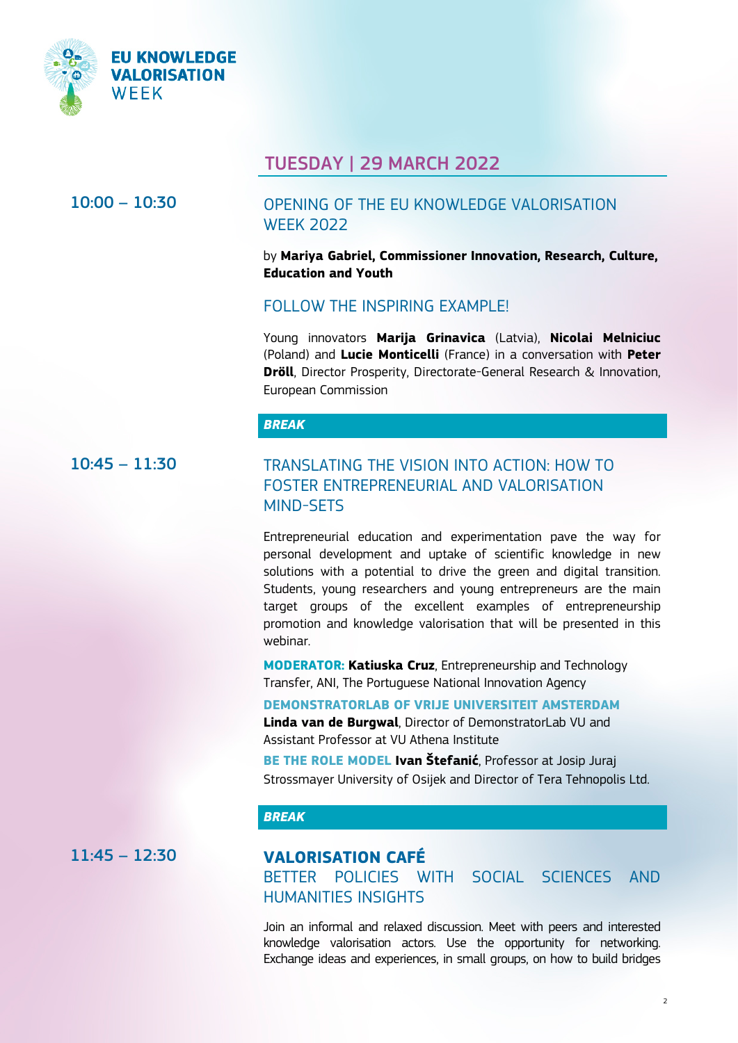EU KNOWLEDGE VALORISATION WEEK

## TUESDAY | 29 MARCH 2022

**10:00 – 10:30**

### OPENING OF THE EU KNOWLEDGE VALORISATION WEEK 2022

by **Mariya Gabriel, Commissioner Innovation, Research, Culture, Education and Youth**

### FOLLOW THE INSPIRING EXAMPLE!

Young innovators **Marija Grinavica** (Latvia), **Nicolai Melniciuc** (Poland) and **Lucie Monticelli** (France) in a conversation with **Peter Dröll**, Director Prosperity, Directorate-General Research & Innovation, European Commission

***BREAK***

**10:45 – 11:30**

### TRANSLATING THE VISION INTO ACTION: HOW TO FOSTER ENTREPRENEURIAL AND VALORISATION MIND-SETS

Entrepreneurial education and experimentation pave the way for personal development and uptake of scientific knowledge in new solutions with a potential to drive the green and digital transition. Students, young researchers and young entrepreneurs are the main target groups of the excellent examples of entrepreneurship promotion and knowledge valorisation that will be presented in this webinar.

**MODERATOR:** **Katiuska Cruz**, Entrepreneurship and Technology Transfer, ANI, The Portuguese National Innovation Agency

**DEMONSTRATORLAB OF VRIJE UNIVERSITEIT AMSTERDAM**
**Linda van de Burgwal**, Director of DemonstratorLab VU and Assistant Professor at VU Athena Institute

**BE THE ROLE MODEL** **Ivan Štefanić**, Professor at Josip Juraj Strossmayer University of Osijek and Director of Tera Tehnopolis Ltd.

***BREAK***

**11:45 – 12:30**

### VALORISATION CAFÉ
### BETTER POLICIES WITH SOCIAL SCIENCES AND HUMANITIES INSIGHTS

Join an informal and relaxed discussion. Meet with peers and interested knowledge valorisation actors. Use the opportunity for networking. Exchange ideas and experiences, in small groups, on how to build bridges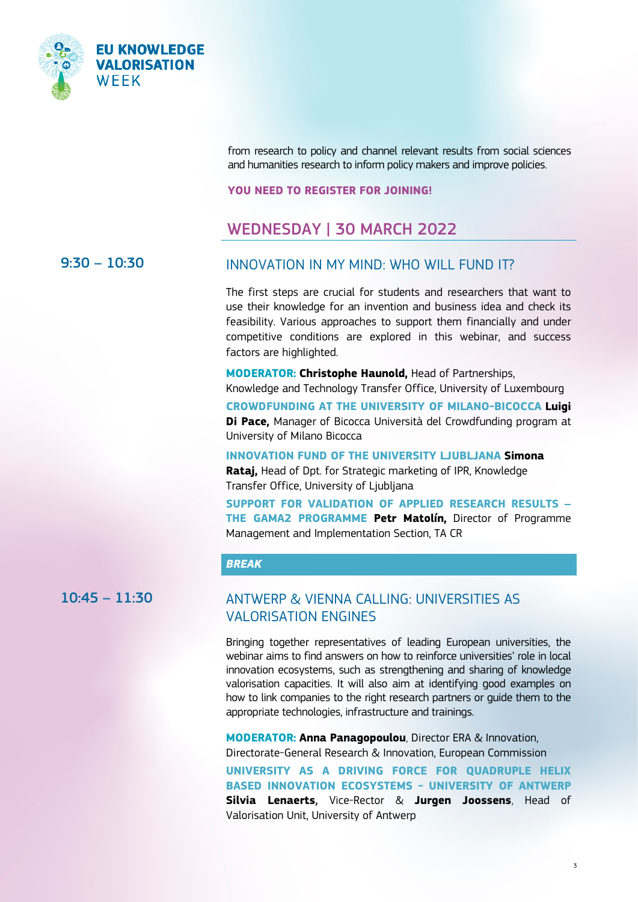from research to policy and channel relevant results from social sciences and humanities research to inform policy makers and improve policies.

**YOU NEED TO REGISTER FOR JOINING!**

## WEDNESDAY | 30 MARCH 2022

**9:30 – 10:30**

### INNOVATION IN MY MIND: WHO WILL FUND IT?

The first steps are crucial for students and researchers that want to use their knowledge for an invention and business idea and check its feasibility. Various approaches to support them financially and under competitive conditions are explored in this webinar, and success factors are highlighted.

**MODERATOR:** **Christophe Haunold,** Head of Partnerships, Knowledge and Technology Transfer Office, University of Luxembourg

**CROWDFUNDING AT THE UNIVERSITY OF MILANO-BICOCCA** **Luigi Di Pace,** Manager of Bicocca Università del Crowdfunding program at University of Milano Bicocca

**INNOVATION FUND OF THE UNIVERSITY LJUBLJANA** **Simona Rataj,** Head of Dpt. for Strategic marketing of IPR, Knowledge Transfer Office, University of Ljubljana

**SUPPORT FOR VALIDATION OF APPLIED RESEARCH RESULTS – THE GAMA2 PROGRAMME** **Petr Matolín,** Director of Programme Management and Implementation Section, TA CR

***BREAK***

**10:45 – 11:30**

### ANTWERP & VIENNA CALLING: UNIVERSITIES AS VALORISATION ENGINES

Bringing together representatives of leading European universities, the webinar aims to find answers on how to reinforce universities' role in local innovation ecosystems, such as strengthening and sharing of knowledge valorisation capacities. It will also aim at identifying good examples on how to link companies to the right research partners or guide them to the appropriate technologies, infrastructure and trainings.

**MODERATOR:** **Anna Panagopoulou**, Director ERA & Innovation, Directorate-General Research & Innovation, European Commission

**UNIVERSITY AS A DRIVING FORCE FOR QUADRUPLE HELIX BASED INNOVATION ECOSYSTEMS - UNIVERSITY OF ANTWERP** **Silvia Lenaerts,** Vice-Rector & **Jurgen Joossens**, Head of Valorisation Unit, University of Antwerp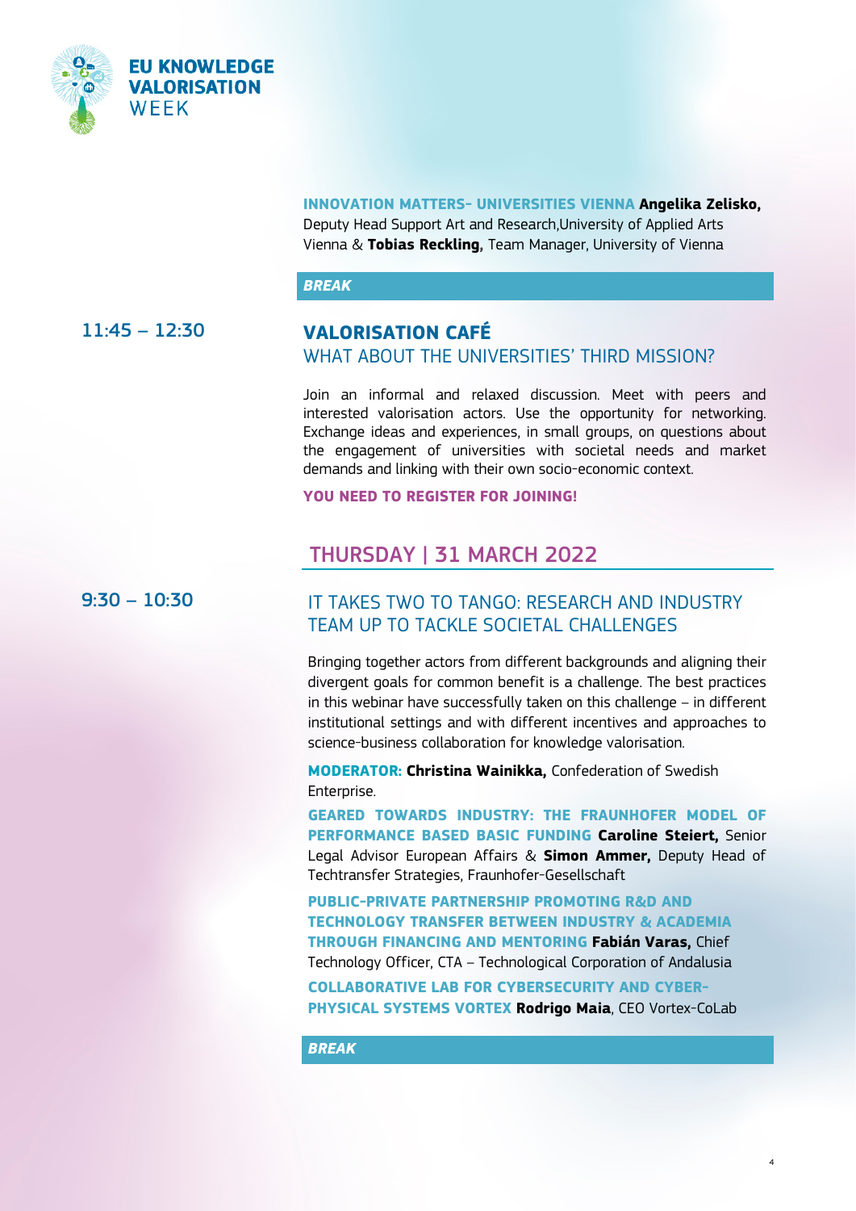**INNOVATION MATTERS- UNIVERSITIES VIENNA Angelika Zelisko,** Deputy Head Support Art and Research,University of Applied Arts Vienna & **Tobias Reckling,** Team Manager, University of Vienna

***BREAK***

11:45 – 12:30

## VALORISATION CAFÉ

### WHAT ABOUT THE UNIVERSITIES' THIRD MISSION?

Join an informal and relaxed discussion. Meet with peers and interested valorisation actors. Use the opportunity for networking. Exchange ideas and experiences, in small groups, on questions about the engagement of universities with societal needs and market demands and linking with their own socio-economic context.

**YOU NEED TO REGISTER FOR JOINING!**

## THURSDAY | 31 MARCH 2022

9:30 – 10:30

### IT TAKES TWO TO TANGO: RESEARCH AND INDUSTRY TEAM UP TO TACKLE SOCIETAL CHALLENGES

Bringing together actors from different backgrounds and aligning their divergent goals for common benefit is a challenge. The best practices in this webinar have successfully taken on this challenge – in different institutional settings and with different incentives and approaches to science-business collaboration for knowledge valorisation.

**MODERATOR: Christina Wainikka,** Confederation of Swedish Enterprise.

**GEARED TOWARDS INDUSTRY: THE FRAUNHOFER MODEL OF PERFORMANCE BASED BASIC FUNDING Caroline Steiert,** Senior Legal Advisor European Affairs & **Simon Ammer,** Deputy Head of Techtransfer Strategies, Fraunhofer-Gesellschaft

**PUBLIC-PRIVATE PARTNERSHIP PROMOTING R&D AND TECHNOLOGY TRANSFER BETWEEN INDUSTRY & ACADEMIA THROUGH FINANCING AND MENTORING Fabián Varas,** Chief Technology Officer, CTA – Technological Corporation of Andalusia

**COLLABORATIVE LAB FOR CYBERSECURITY AND CYBER-PHYSICAL SYSTEMS VORTEX Rodrigo Maia**, CEO Vortex-CoLab

***BREAK***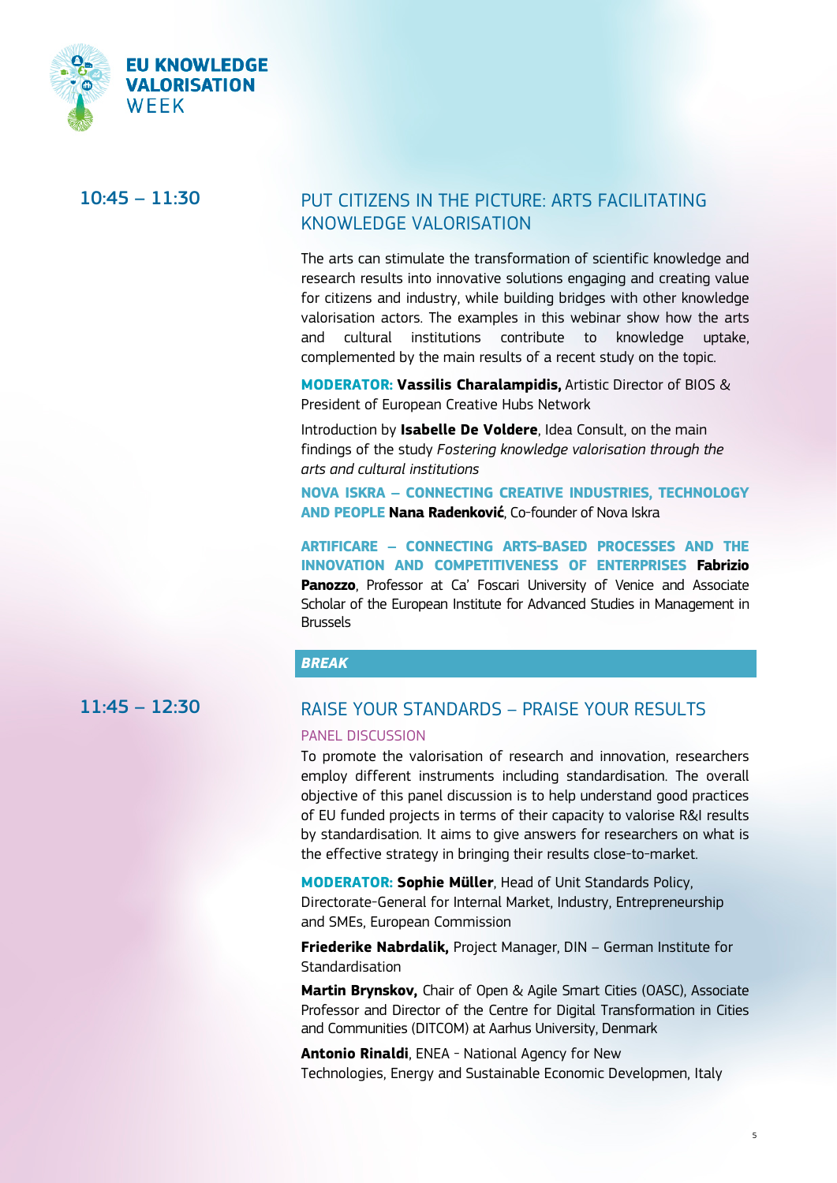## 10:45 – 11:30

## PUT CITIZENS IN THE PICTURE: ARTS FACILITATING KNOWLEDGE VALORISATION

The arts can stimulate the transformation of scientific knowledge and research results into innovative solutions engaging and creating value for citizens and industry, while building bridges with other knowledge valorisation actors. The examples in this webinar show how the arts and cultural institutions contribute to knowledge uptake, complemented by the main results of a recent study on the topic.

**MODERATOR:** **Vassilis Charalampidis,** Artistic Director of BIOS & President of European Creative Hubs Network

Introduction by **Isabelle De Voldere**, Idea Consult, on the main findings of the study *Fostering knowledge valorisation through the arts and cultural institutions*

**NOVA ISKRA – CONNECTING CREATIVE INDUSTRIES, TECHNOLOGY AND PEOPLE** **Nana Radenković**, Co-founder of Nova Iskra

**ARTIFICARE – CONNECTING ARTS-BASED PROCESSES AND THE INNOVATION AND COMPETITIVENESS OF ENTERPRISES** **Fabrizio Panozzo**, Professor at Ca' Foscari University of Venice and Associate Scholar of the European Institute for Advanced Studies in Management in Brussels

***BREAK***

## 11:45 – 12:30

## RAISE YOUR STANDARDS – PRAISE YOUR RESULTS

### PANEL DISCUSSION

To promote the valorisation of research and innovation, researchers employ different instruments including standardisation. The overall objective of this panel discussion is to help understand good practices of EU funded projects in terms of their capacity to valorise R&I results by standardisation. It aims to give answers for researchers on what is the effective strategy in bringing their results close-to-market.

**MODERATOR:** **Sophie Müller**, Head of Unit Standards Policy, Directorate-General for Internal Market, Industry, Entrepreneurship and SMEs, European Commission

**Friederike Nabrdalik,** Project Manager, DIN – German Institute for Standardisation

**Martin Brynskov,** Chair of Open & Agile Smart Cities (OASC), Associate Professor and Director of the Centre for Digital Transformation in Cities and Communities (DITCOM) at Aarhus University, Denmark

**Antonio Rinaldi**, ENEA - National Agency for New Technologies, Energy and Sustainable Economic Developmen, Italy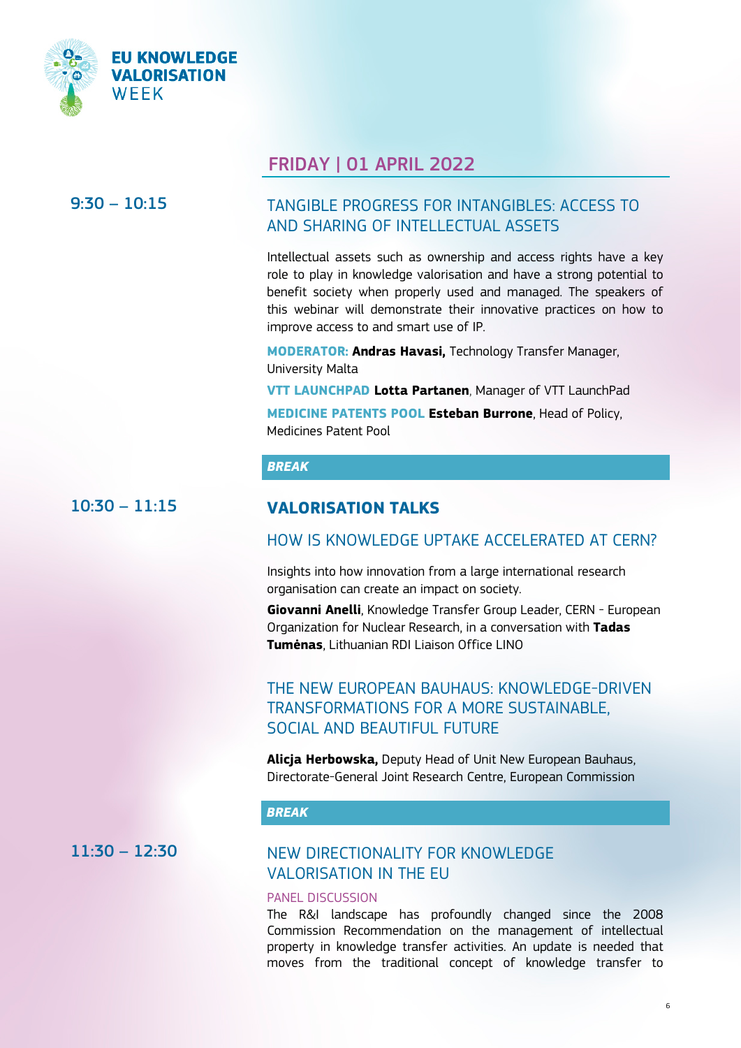## FRIDAY | 01 APRIL 2022

**9:30 – 10:15**

### TANGIBLE PROGRESS FOR INTANGIBLES: ACCESS TO AND SHARING OF INTELLECTUAL ASSETS

Intellectual assets such as ownership and access rights have a key role to play in knowledge valorisation and have a strong potential to benefit society when properly used and managed. The speakers of this webinar will demonstrate their innovative practices on how to improve access to and smart use of IP.

**MODERATOR:** **Andras Havasi,** Technology Transfer Manager, University Malta

**VTT LAUNCHPAD** **Lotta Partanen**, Manager of VTT LaunchPad

**MEDICINE PATENTS POOL** **Esteban Burrone**, Head of Policy, Medicines Patent Pool

***BREAK***

**10:30 – 11:15**

### VALORISATION TALKS

### HOW IS KNOWLEDGE UPTAKE ACCELERATED AT CERN?

Insights into how innovation from a large international research organisation can create an impact on society.

**Giovanni Anelli**, Knowledge Transfer Group Leader, CERN - European Organization for Nuclear Research, in a conversation with **Tadas Tumėnas**, Lithuanian RDI Liaison Office LINO

### THE NEW EUROPEAN BAUHAUS: KNOWLEDGE-DRIVEN TRANSFORMATIONS FOR A MORE SUSTAINABLE, SOCIAL AND BEAUTIFUL FUTURE

**Alicja Herbowska,** Deputy Head of Unit New European Bauhaus, Directorate-General Joint Research Centre, European Commission

***BREAK***

**11:30 – 12:30**

### NEW DIRECTIONALITY FOR KNOWLEDGE VALORISATION IN THE EU

PANEL DISCUSSION

The R&I landscape has profoundly changed since the 2008 Commission Recommendation on the management of intellectual property in knowledge transfer activities. An update is needed that moves from the traditional concept of knowledge transfer to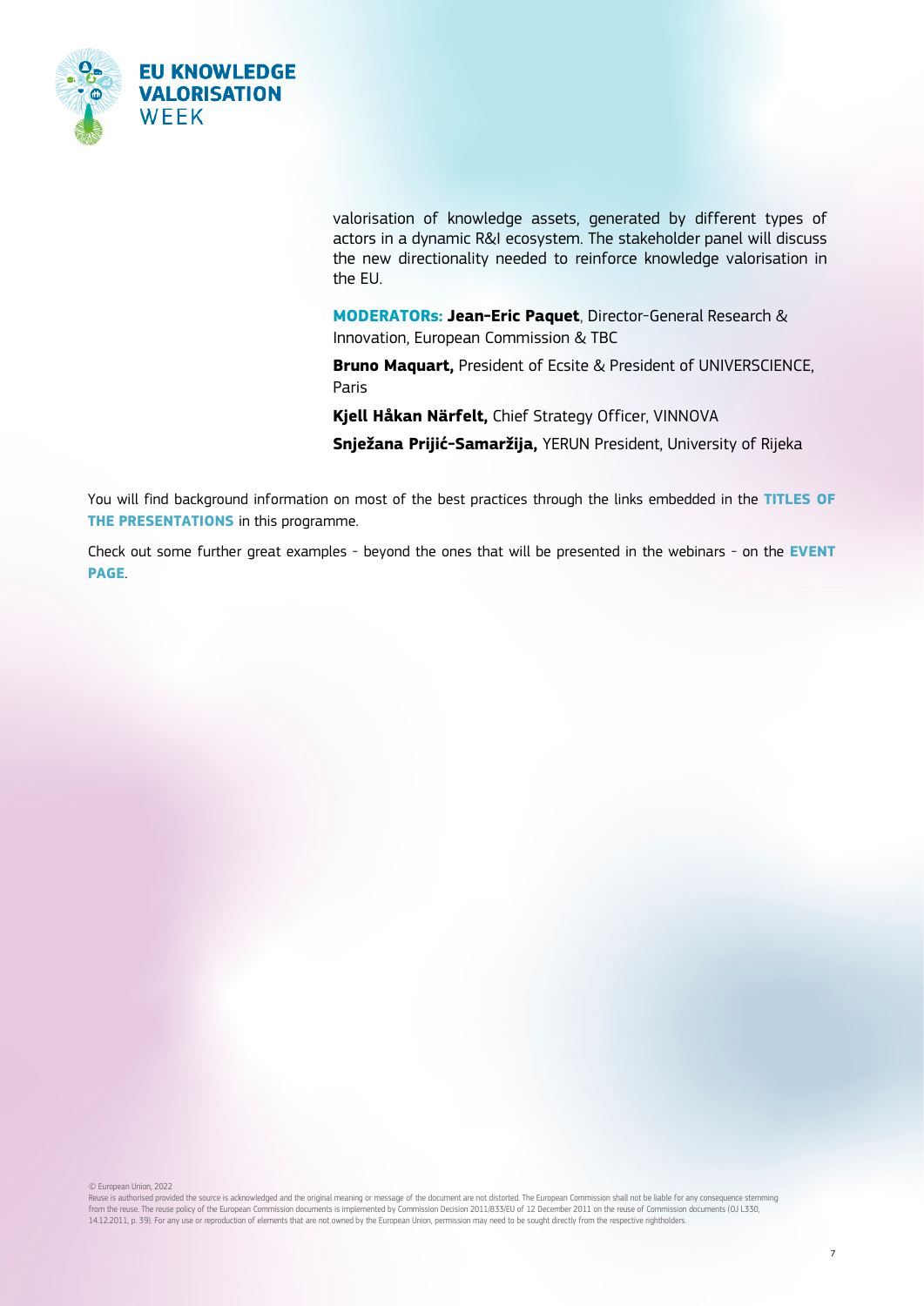valorisation of knowledge assets, generated by different types of actors in a dynamic R&I ecosystem. The stakeholder panel will discuss the new directionality needed to reinforce knowledge valorisation in the EU.

**MODERATORs: Jean-Eric Paquet**, Director-General Research & Innovation, European Commission & TBC

**Bruno Maquart,** President of Ecsite & President of UNIVERSCIENCE, Paris

**Kjell Håkan Närfelt,** Chief Strategy Officer, VINNOVA

**Snježana Prijić-Samaržija,** YERUN President, University of Rijeka

You will find background information on most of the best practices through the links embedded in the **TITLES OF THE PRESENTATIONS** in this programme.

Check out some further great examples - beyond the ones that will be presented in the webinars - on the **EVENT PAGE**.

© European Union, 2022
Reuse is authorised provided the source is acknowledged and the original meaning or message of the document are not distorted. The European Commission shall not be liable for any consequence stemming from the reuse. The reuse policy of the European Commission documents is implemented by Commission Decision 2011/833/EU of 12 December 2011 on the reuse of Commission documents (OJ L330, 14.12.2011, p. 39). For any use or reproduction of elements that are not owned by the European Union, permission may need to be sought directly from the respective rightholders.